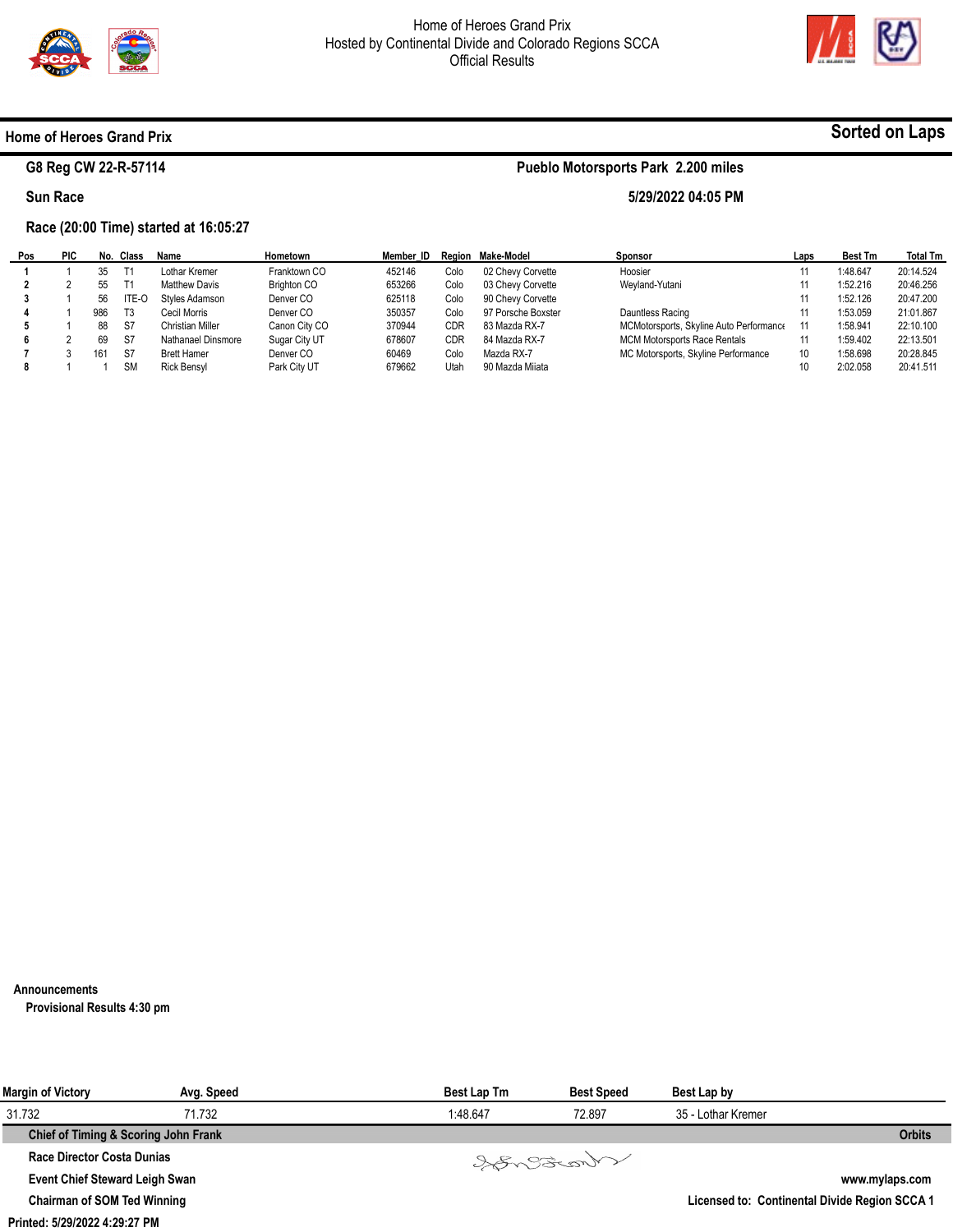# Home of Heroes Grand Prix

Hosted by Continental Divide and Colorado Regions SCCA

Official Results

## Home of Heroes Grand Prix

**Sorted on Laps**

**G8 Reg CW 22-R-57114** — **Pueblo Motorsports Park 2.200 miles**

**Sun Race** — **5/29/2022 04:05 PM**

**Race (20:00 Time) started at 16:05:27**

| Pos | PIC | No. | Class | Name | Hometown | Member_ID | Region | Make-Model | Sponsor | Laps | Best Tm | Total Tm |
|---|---|---|---|---|---|---|---|---|---|---|---|---|
| 1 | 1 | 35 | T1 | Lothar Kremer | Franktown CO | 452146 | Colo | 02 Chevy Corvette | Hoosier | 11 | 1:48.647 | 20:14.524 |
| 2 | 2 | 55 | T1 | Matthew Davis | Brighton CO | 653266 | Colo | 03 Chevy Corvette | Weyland-Yutani | 11 | 1:52.216 | 20:46.256 |
| 3 | 1 | 56 | ITE-O | Styles Adamson | Denver CO | 625118 | Colo | 90 Chevy Corvette | | 11 | 1:52.126 | 20:47.200 |
| 4 | 1 | 986 | T3 | Cecil Morris | Denver CO | 350357 | Colo | 97 Porsche Boxster | Dauntless Racing | 11 | 1:53.059 | 21:01.867 |
| 5 | 1 | 88 | S7 | Christian Miller | Canon City CO | 370944 | CDR | 83 Mazda RX-7 | MCMotorsports, Skyline Auto Performance | 11 | 1:58.941 | 22:10.100 |
| 6 | 2 | 69 | S7 | Nathanael Dinsmore | Sugar City UT | 678607 | CDR | 84 Mazda RX-7 | MCM Motorsports Race Rentals | 11 | 1:59.402 | 22:13.501 |
| 7 | 3 | 161 | S7 | Brett Hamer | Denver CO | 60469 | Colo | Mazda RX-7 | MC Motorsports, Skyline Performance | 10 | 1:58.698 | 20:28.845 |
| 8 | 1 | 1 | SM | Rick Bensyl | Park City UT | 679662 | Utah | 90 Mazda Miiata | | 10 | 2:02.058 | 20:41.511 |

**Announcements**

**Provisional Results 4:30 pm**

| Margin of Victory | Avg. Speed | Best Lap Tm | Best Speed | Best Lap by |
|---|---|---|---|---|
| 31.732 | 71.732 | 1:48.647 | 72.897 | 35 - Lothar Kremer |

**Chief of Timing & Scoring John Frank** — **Orbits**

**Race Director Costa Dunias**

**Event Chief Steward Leigh Swan** — **www.mylaps.com**

**Chairman of SOM Ted Winning** — **Licensed to: Continental Divide Region SCCA 1**

**Printed: 5/29/2022 4:29:27 PM**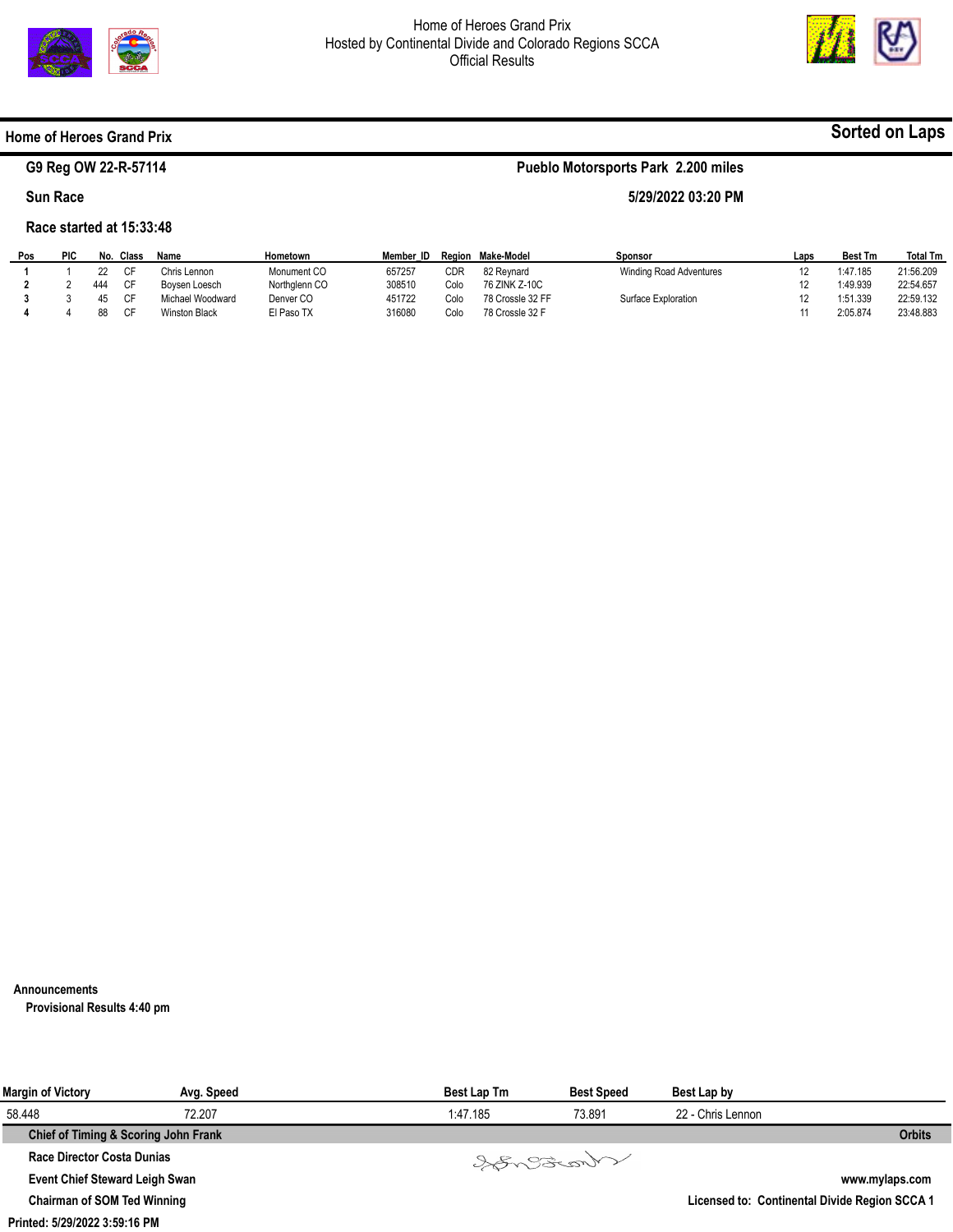Home of Heroes Grand Prix
Hosted by Continental Divide and Colorado Regions SCCA
Official Results

## Home of Heroes Grand Prix

**Sorted on Laps**

**G9 Reg OW 22-R-57114** — **Pueblo Motorsports Park 2.200 miles**

**Sun Race** — **5/29/2022 03:20 PM**

**Race started at 15:33:48**

| Pos | PIC | No. | Class | Name | Hometown | Member_ID | Region | Make-Model | Sponsor | Laps | Best Tm | Total Tm |
|---|---|---|---|---|---|---|---|---|---|---|---|---|
| 1 | 1 | 22 | CF | Chris Lennon | Monument CO | 657257 | CDR | 82 Reynard | Winding Road Adventures | 12 | 1:47.185 | 21:56.209 |
| 2 | 2 | 444 | CF | Boysen Loesch | Northglenn CO | 308510 | Colo | 76 ZINK Z-10C | | 12 | 1:49.939 | 22:54.657 |
| 3 | 3 | 45 | CF | Michael Woodward | Denver CO | 451722 | Colo | 78 Crossle 32 FF | Surface Exploration | 12 | 1:51.339 | 22:59.132 |
| 4 | 4 | 88 | CF | Winston Black | El Paso TX | 316080 | Colo | 78 Crossle 32 F | | 11 | 2:05.874 | 23:48.883 |

**Announcements**

**Provisional Results 4:40 pm**

| Margin of Victory | Avg. Speed | Best Lap Tm | Best Speed | Best Lap by |
|---|---|---|---|---|
| 58.448 | 72.207 | 1:47.185 | 73.891 | 22 - Chris Lennon |

**Chief of Timing & Scoring John Frank** — **Orbits**

**Race Director Costa Dunias**

**Event Chief Steward Leigh Swan** — **www.mylaps.com**

**Chairman of SOM Ted Winning** — **Licensed to: Continental Divide Region SCCA 1**

**Printed: 5/29/2022 3:59:16 PM**